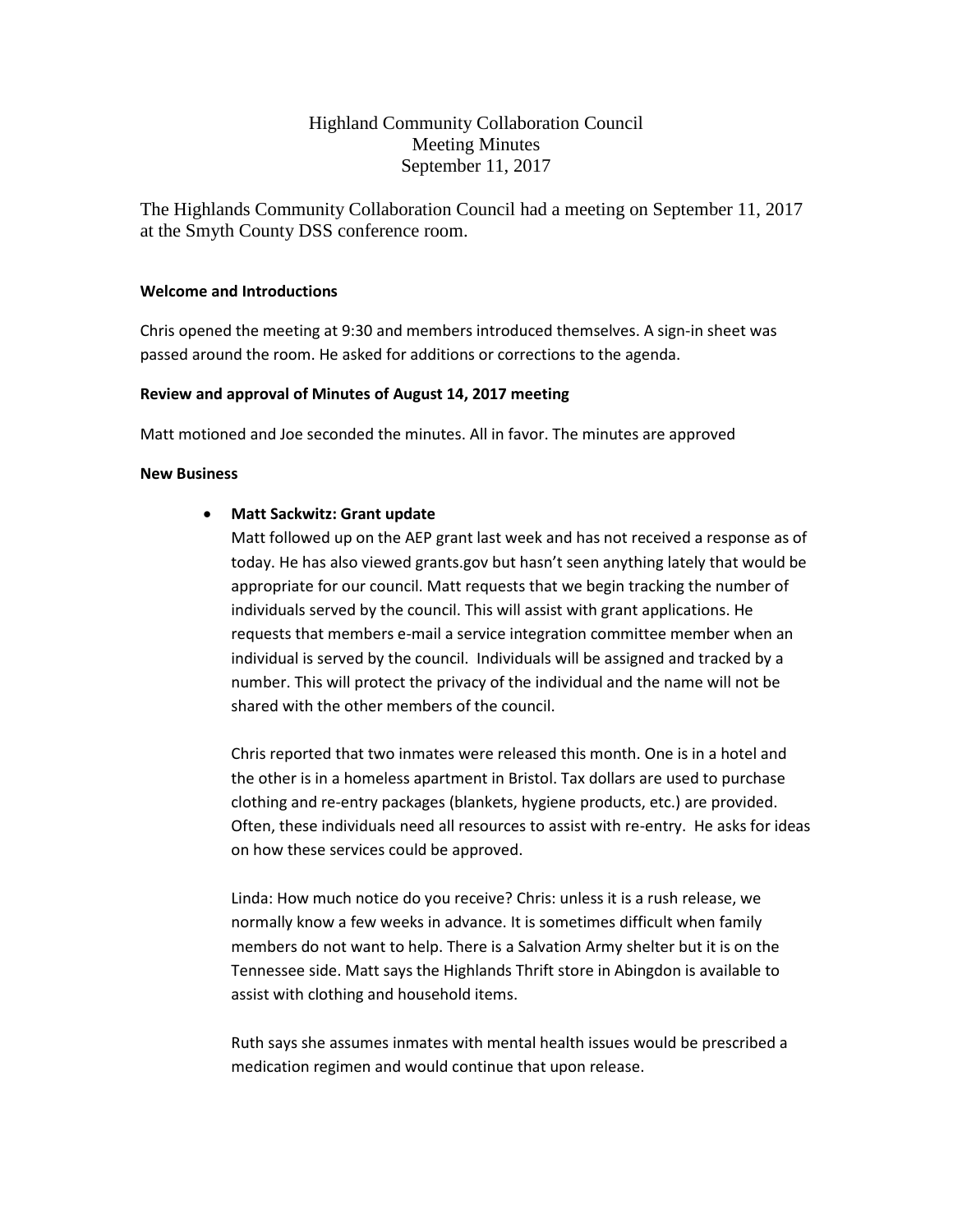# Highland Community Collaboration Council
## Meeting Minutes
## September 11, 2017

The Highlands Community Collaboration Council had a meeting on September 11, 2017 at the Smyth County DSS conference room.

**Welcome and Introductions**

Chris opened the meeting at 9:30 and members introduced themselves. A sign-in sheet was passed around the room. He asked for additions or corrections to the agenda.

**Review and approval of Minutes of August 14, 2017 meeting**

Matt motioned and Joe seconded the minutes. All in favor. The minutes are approved

**New Business**

- **Matt Sackwitz: Grant update**

  Matt followed up on the AEP grant last week and has not received a response as of today. He has also viewed grants.gov but hasn't seen anything lately that would be appropriate for our council. Matt requests that we begin tracking the number of individuals served by the council. This will assist with grant applications. He requests that members e-mail a service integration committee member when an individual is served by the council. Individuals will be assigned and tracked by a number. This will protect the privacy of the individual and the name will not be shared with the other members of the council.

  Chris reported that two inmates were released this month. One is in a hotel and the other is in a homeless apartment in Bristol. Tax dollars are used to purchase clothing and re-entry packages (blankets, hygiene products, etc.) are provided. Often, these individuals need all resources to assist with re-entry. He asks for ideas on how these services could be approved.

  Linda: How much notice do you receive? Chris: unless it is a rush release, we normally know a few weeks in advance. It is sometimes difficult when family members do not want to help. There is a Salvation Army shelter but it is on the Tennessee side. Matt says the Highlands Thrift store in Abingdon is available to assist with clothing and household items.

  Ruth says she assumes inmates with mental health issues would be prescribed a medication regimen and would continue that upon release.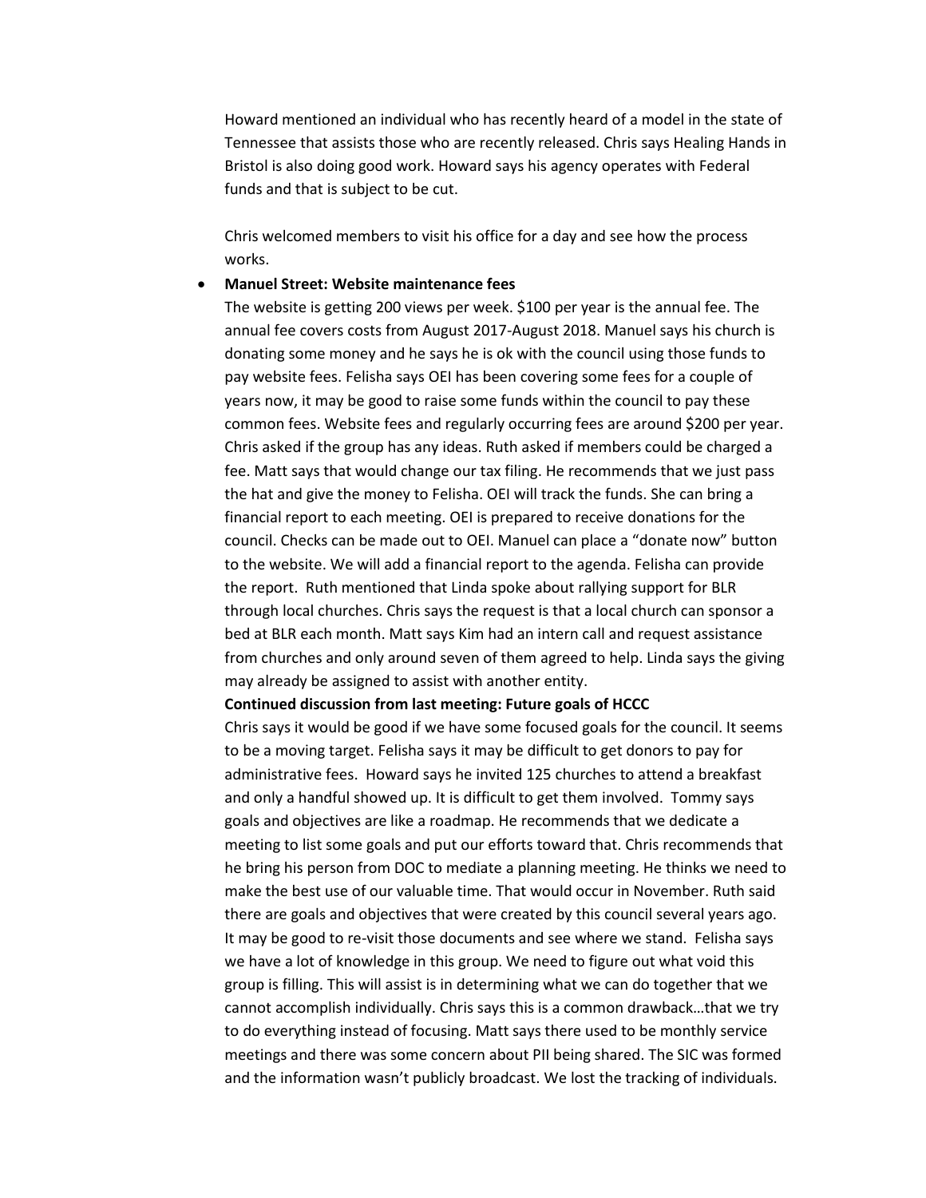Howard mentioned an individual who has recently heard of a model in the state of Tennessee that assists those who are recently released. Chris says Healing Hands in Bristol is also doing good work. Howard says his agency operates with Federal funds and that is subject to be cut.

Chris welcomed members to visit his office for a day and see how the process works.

- **Manuel Street: Website maintenance fees**
  The website is getting 200 views per week. $100 per year is the annual fee. The annual fee covers costs from August 2017-August 2018. Manuel says his church is donating some money and he says he is ok with the council using those funds to pay website fees. Felisha says OEI has been covering some fees for a couple of years now, it may be good to raise some funds within the council to pay these common fees. Website fees and regularly occurring fees are around $200 per year. Chris asked if the group has any ideas. Ruth asked if members could be charged a fee. Matt says that would change our tax filing. He recommends that we just pass the hat and give the money to Felisha. OEI will track the funds. She can bring a financial report to each meeting. OEI is prepared to receive donations for the council. Checks can be made out to OEI. Manuel can place a "donate now" button to the website. We will add a financial report to the agenda. Felisha can provide the report. Ruth mentioned that Linda spoke about rallying support for BLR through local churches. Chris says the request is that a local church can sponsor a bed at BLR each month. Matt says Kim had an intern call and request assistance from churches and only around seven of them agreed to help. Linda says the giving may already be assigned to assist with another entity.

  **Continued discussion from last meeting: Future goals of HCCC**
  Chris says it would be good if we have some focused goals for the council. It seems to be a moving target. Felisha says it may be difficult to get donors to pay for administrative fees. Howard says he invited 125 churches to attend a breakfast and only a handful showed up. It is difficult to get them involved. Tommy says goals and objectives are like a roadmap. He recommends that we dedicate a meeting to list some goals and put our efforts toward that. Chris recommends that he bring his person from DOC to mediate a planning meeting. He thinks we need to make the best use of our valuable time. That would occur in November. Ruth said there are goals and objectives that were created by this council several years ago. It may be good to re-visit those documents and see where we stand. Felisha says we have a lot of knowledge in this group. We need to figure out what void this group is filling. This will assist is in determining what we can do together that we cannot accomplish individually. Chris says this is a common drawback…that we try to do everything instead of focusing. Matt says there used to be monthly service meetings and there was some concern about PII being shared. The SIC was formed and the information wasn't publicly broadcast. We lost the tracking of individuals.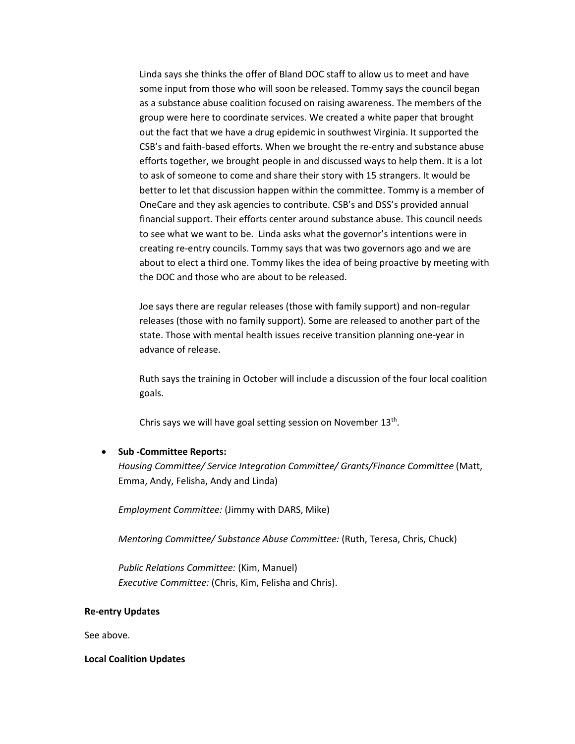Linda says she thinks the offer of Bland DOC staff to allow us to meet and have some input from those who will soon be released. Tommy says the council began as a substance abuse coalition focused on raising awareness. The members of the group were here to coordinate services. We created a white paper that brought out the fact that we have a drug epidemic in southwest Virginia. It supported the CSB's and faith-based efforts. When we brought the re-entry and substance abuse efforts together, we brought people in and discussed ways to help them. It is a lot to ask of someone to come and share their story with 15 strangers. It would be better to let that discussion happen within the committee. Tommy is a member of OneCare and they ask agencies to contribute. CSB's and DSS's provided annual financial support. Their efforts center around substance abuse. This council needs to see what we want to be. Linda asks what the governor's intentions were in creating re-entry councils. Tommy says that was two governors ago and we are about to elect a third one. Tommy likes the idea of being proactive by meeting with the DOC and those who are about to be released.

Joe says there are regular releases (those with family support) and non-regular releases (those with no family support). Some are released to another part of the state. Those with mental health issues receive transition planning one-year in advance of release.

Ruth says the training in October will include a discussion of the four local coalition goals.

Chris says we will have goal setting session on November 13th.

- **Sub -Committee Reports:**

  *Housing Committee/ Service Integration Committee/ Grants/Finance Committee* (Matt, Emma, Andy, Felisha, Andy and Linda)

  *Employment Committee:* (Jimmy with DARS, Mike)

  *Mentoring Committee/ Substance Abuse Committee:* (Ruth, Teresa, Chris, Chuck)

  *Public Relations Committee:* (Kim, Manuel)
  *Executive Committee:* (Chris, Kim, Felisha and Chris).

**Re-entry Updates**

See above.

**Local Coalition Updates**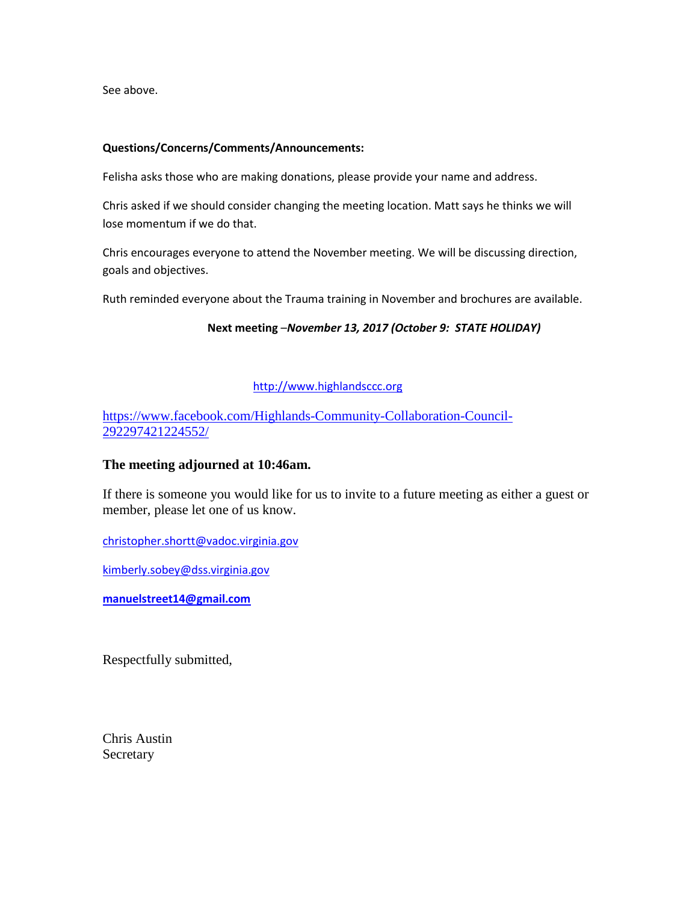See above.

**Questions/Concerns/Comments/Announcements:**

Felisha asks those who are making donations, please provide your name and address.

Chris asked if we should consider changing the meeting location. Matt says he thinks we will lose momentum if we do that.

Chris encourages everyone to attend the November meeting. We will be discussing direction, goals and objectives.

Ruth reminded everyone about the Trauma training in November and brochures are available.

**Next meeting** –***November 13, 2017 (October 9: STATE HOLIDAY)***

http://www.highlandsccc.org

https://www.facebook.com/Highlands-Community-Collaboration-Council-292297421224552/

**The meeting adjourned at 10:46am.**

If there is someone you would like for us to invite to a future meeting as either a guest or member, please let one of us know.

christopher.shortt@vadoc.virginia.gov

kimberly.sobey@dss.virginia.gov

**manuelstreet14@gmail.com**

Respectfully submitted,

Chris Austin
Secretary